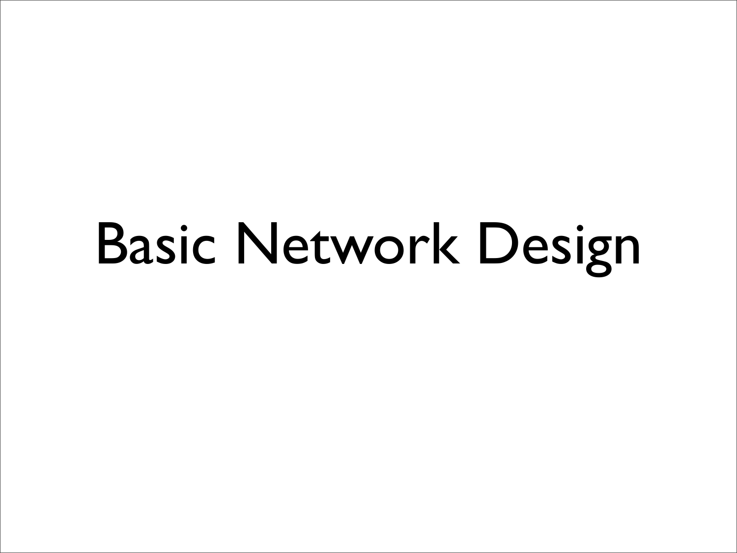# Basic Network Design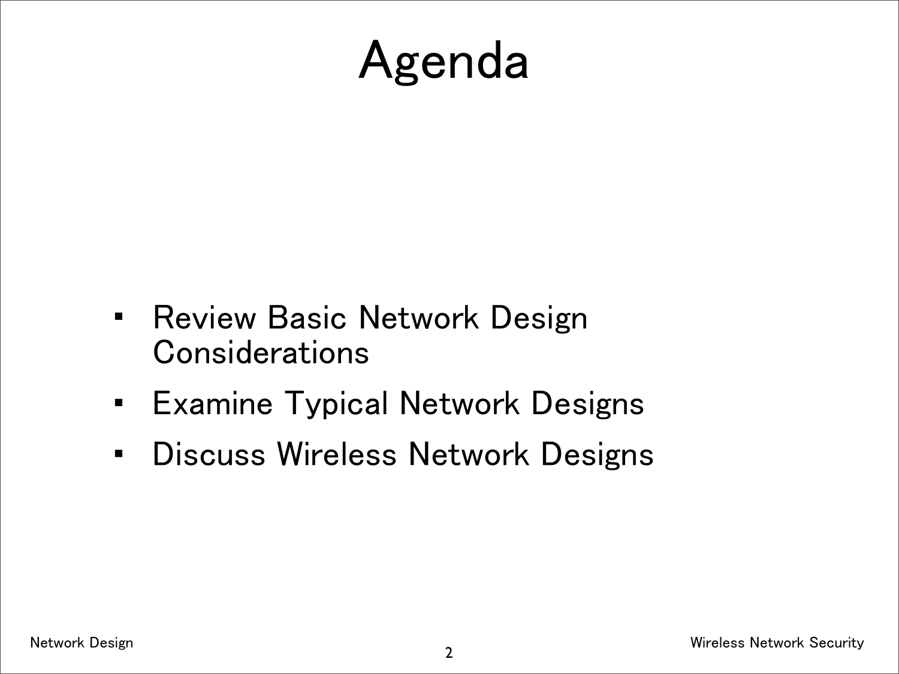# Agenda

- Review Basic Network Design Considerations
- Examine Typical Network Designs
- Discuss Wireless Network Designs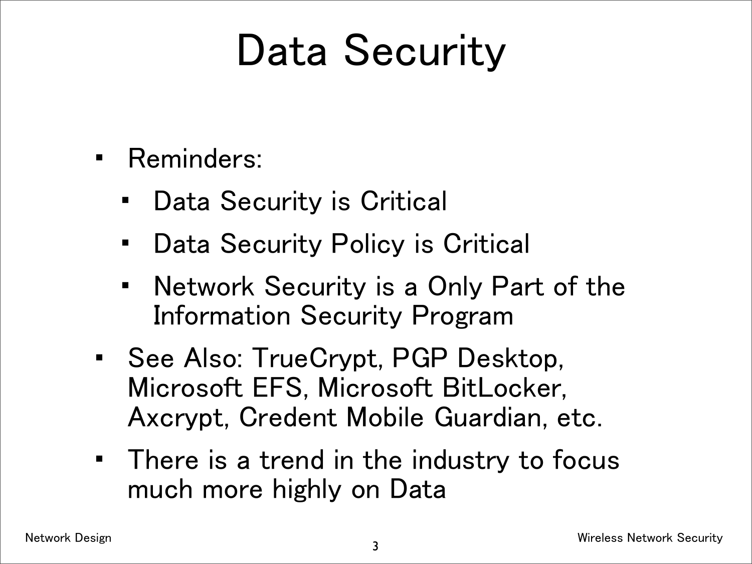# Data Security

- Reminders:
  - Data Security is Critical
  - Data Security Policy is Critical
  - Network Security is a Only Part of the Information Security Program
- See Also: TrueCrypt, PGP Desktop, Microsoft EFS, Microsoft BitLocker, Axcrypt, Credent Mobile Guardian, etc.
- There is a trend in the industry to focus much more highly on Data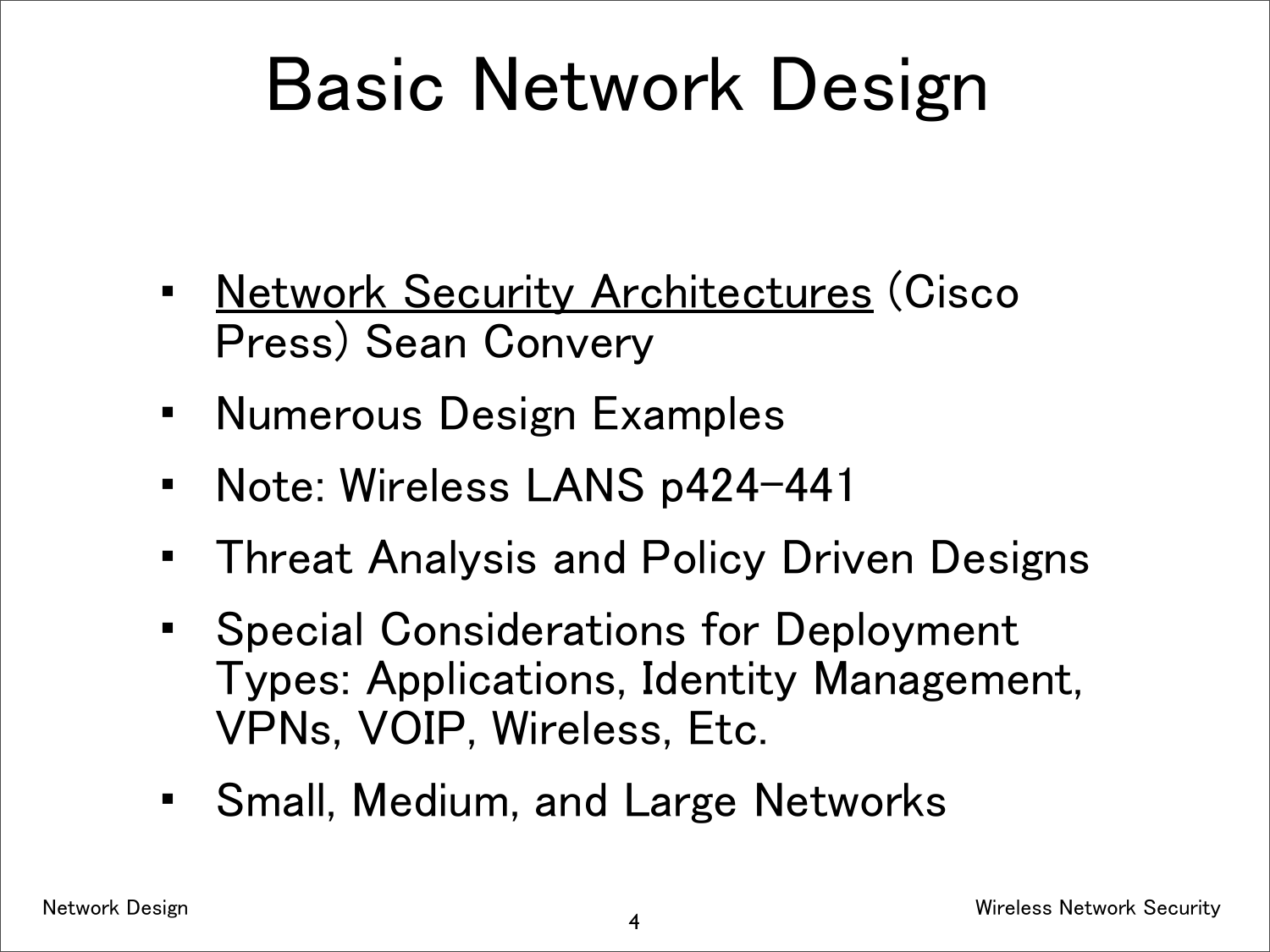# Basic Network Design

- Network Security Architectures (Cisco Press) Sean Convery
- Numerous Design Examples
- Note: Wireless LANS p424-441
- Threat Analysis and Policy Driven Designs
- Special Considerations for Deployment Types: Applications, Identity Management, VPNs, VOIP, Wireless, Etc.
- Small, Medium, and Large Networks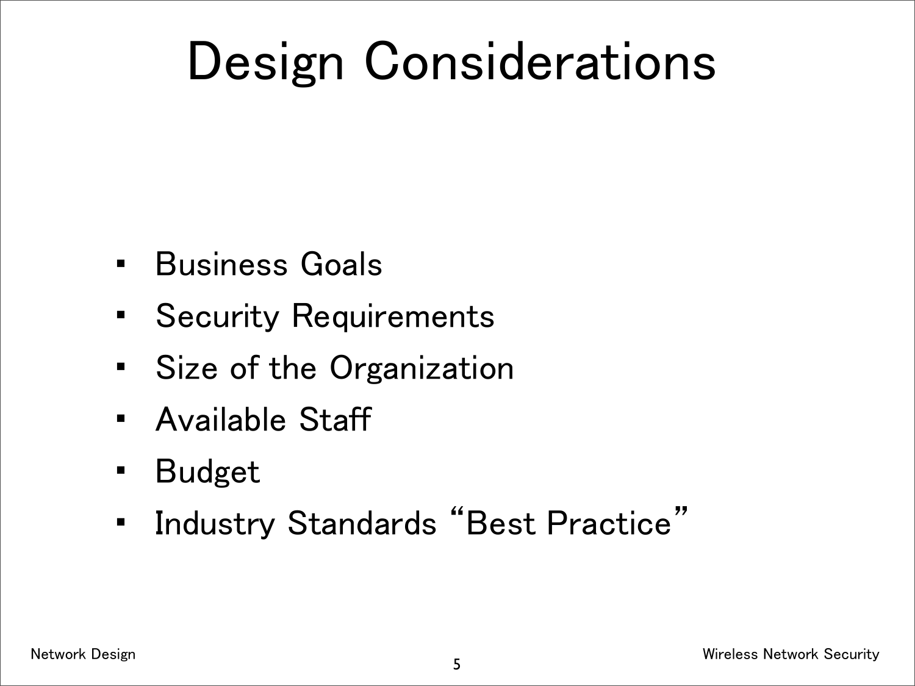# Design Considerations

- Business Goals
- Security Requirements
- Size of the Organization
- Available Staff
- Budget
- Industry Standards “Best Practice”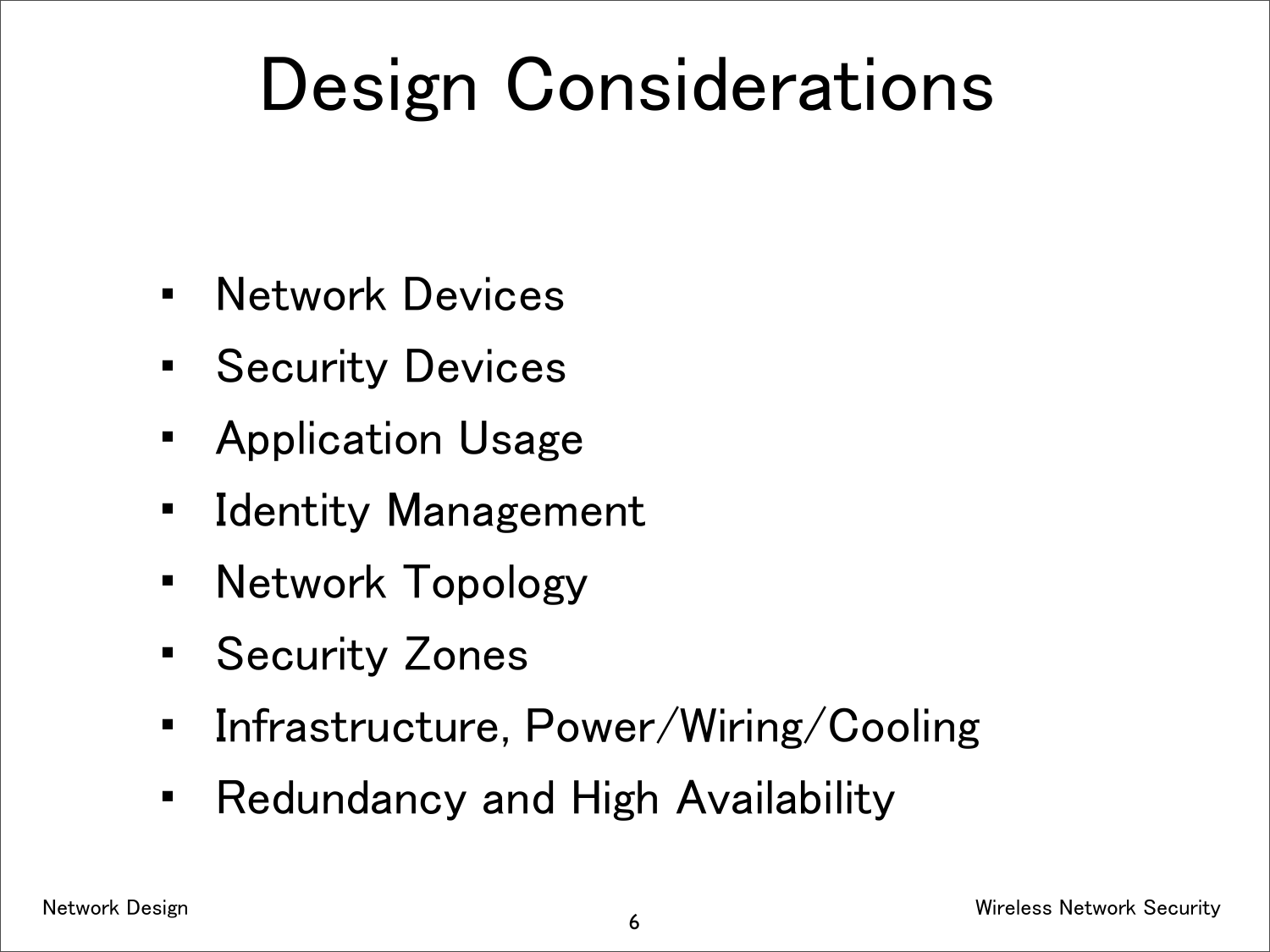# Design Considerations

- Network Devices
- Security Devices
- Application Usage
- Identity Management
- Network Topology
- Security Zones
- Infrastructure, Power/Wiring/Cooling
- Redundancy and High Availability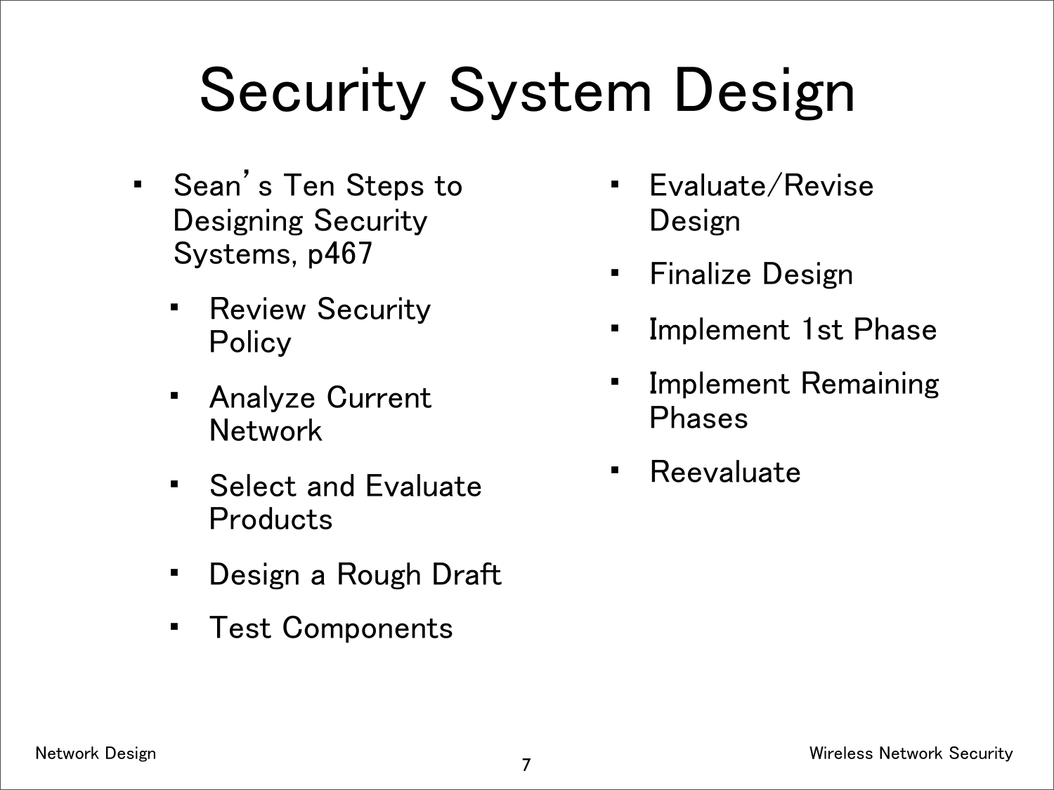# Security System Design

- Sean's Ten Steps to Designing Security Systems, p467
  - Review Security Policy
  - Analyze Current Network
  - Select and Evaluate Products
  - Design a Rough Draft
  - Test Components
  - Evaluate/Revise Design
  - Finalize Design
  - Implement 1st Phase
  - Implement Remaining Phases
  - Reevaluate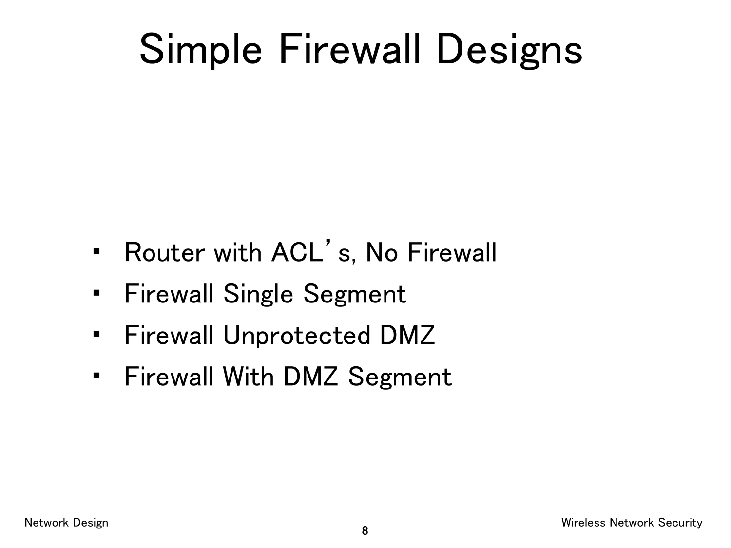# Simple Firewall Designs

- Router with ACL’s, No Firewall
- Firewall Single Segment
- Firewall Unprotected DMZ
- Firewall With DMZ Segment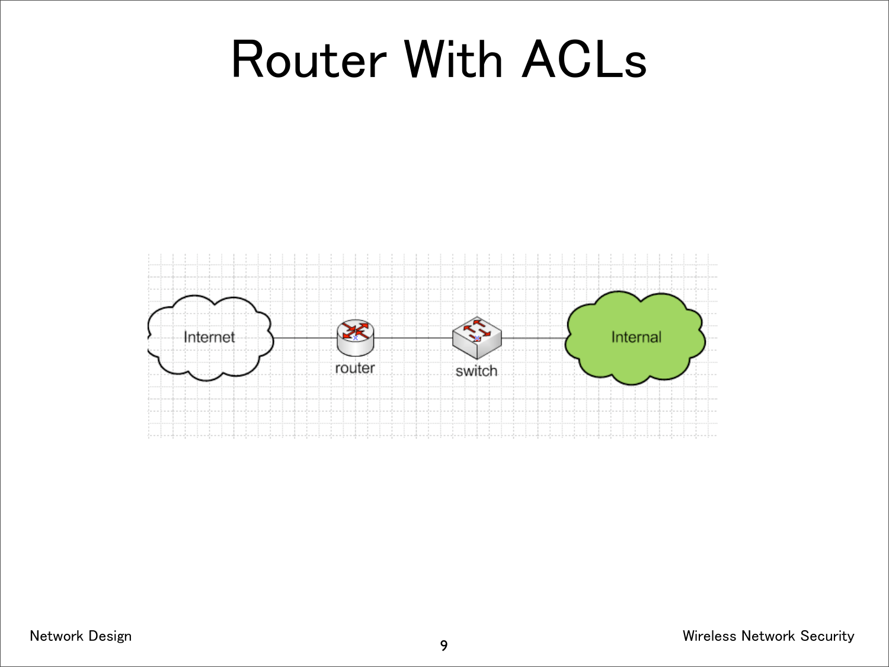# Router With ACLs

Internet

router

switch

Internal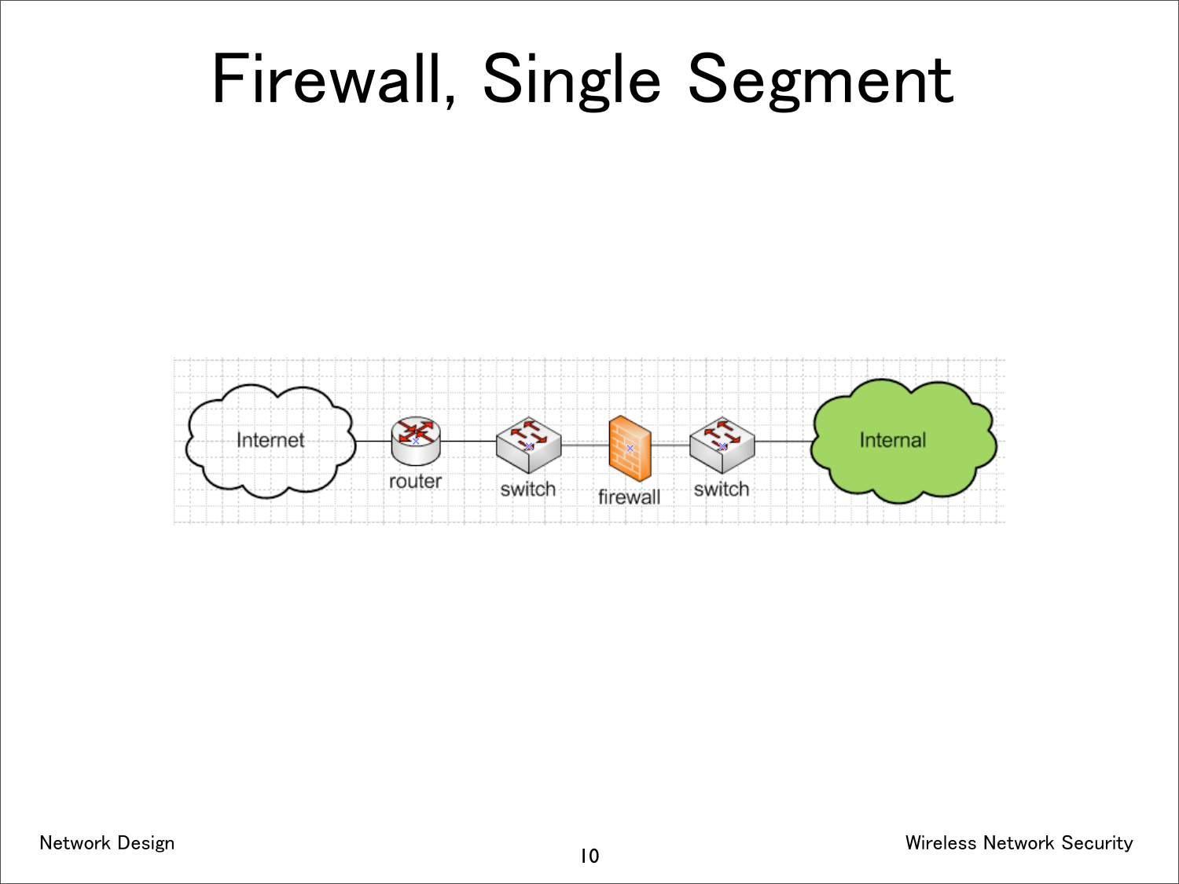# Firewall, Single Segment

Internet

router

switch

firewall

switch

Internal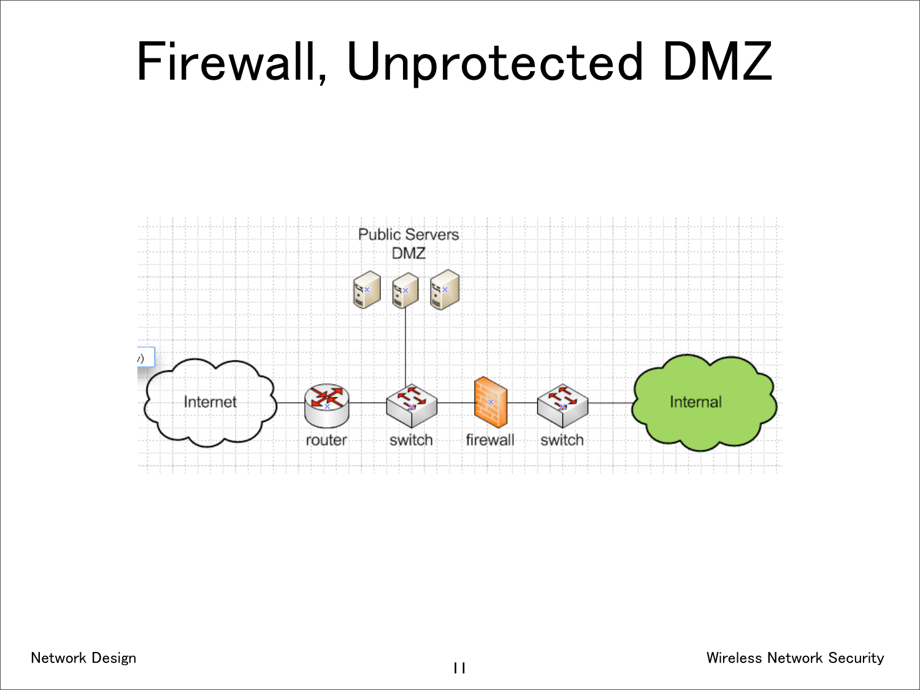# Firewall, Unprotected DMZ

Public Servers
DMZ

Internet

router

switch

firewall

switch

Internal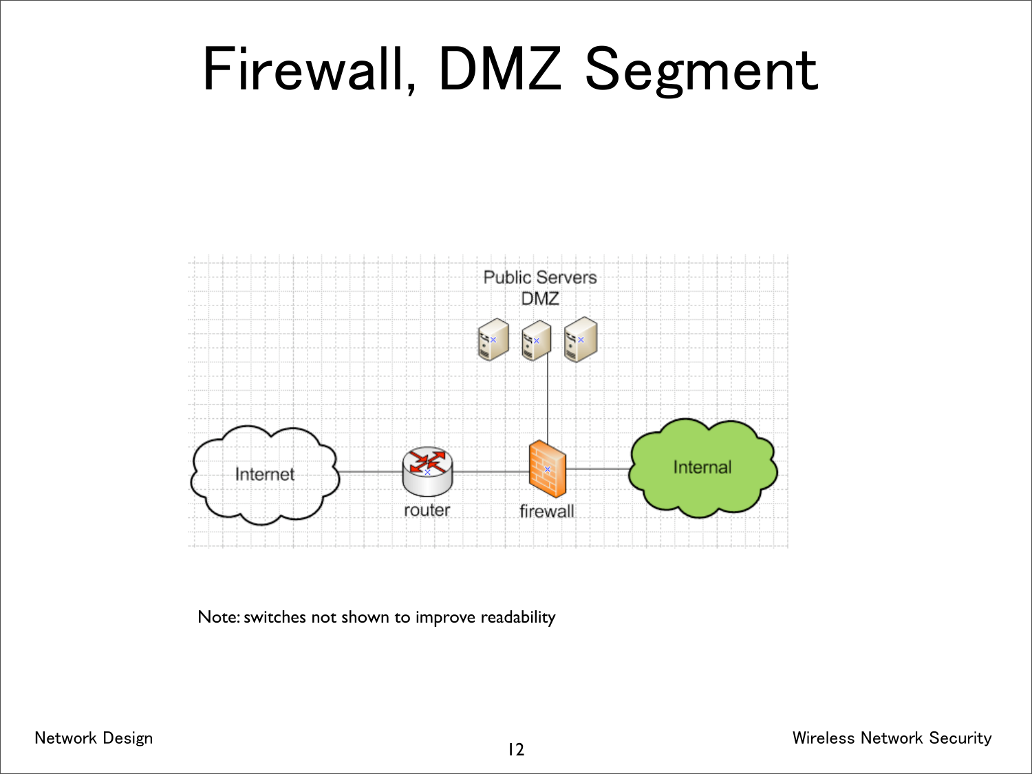# Firewall, DMZ Segment

Public Servers
DMZ

Internet

router

firewall

Internal

Note: switches not shown to improve readability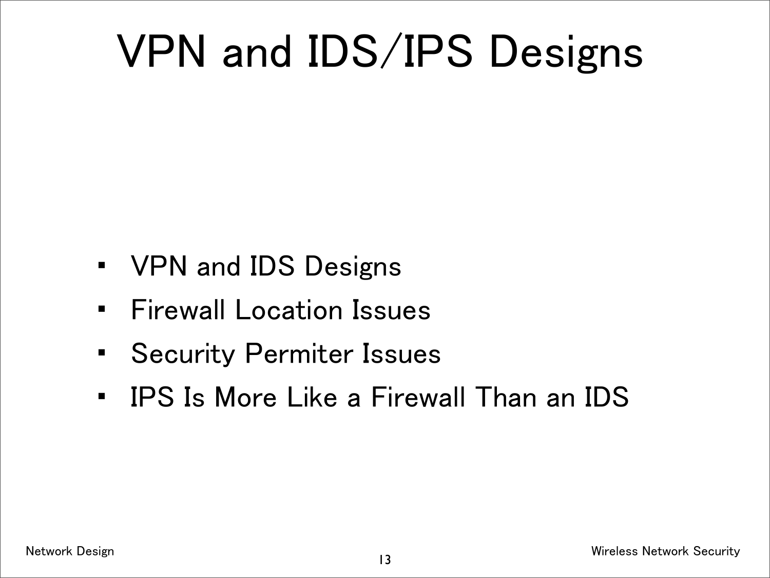# VPN and IDS/IPS Designs

- VPN and IDS Designs
- Firewall Location Issues
- Security Permiter Issues
- IPS Is More Like a Firewall Than an IDS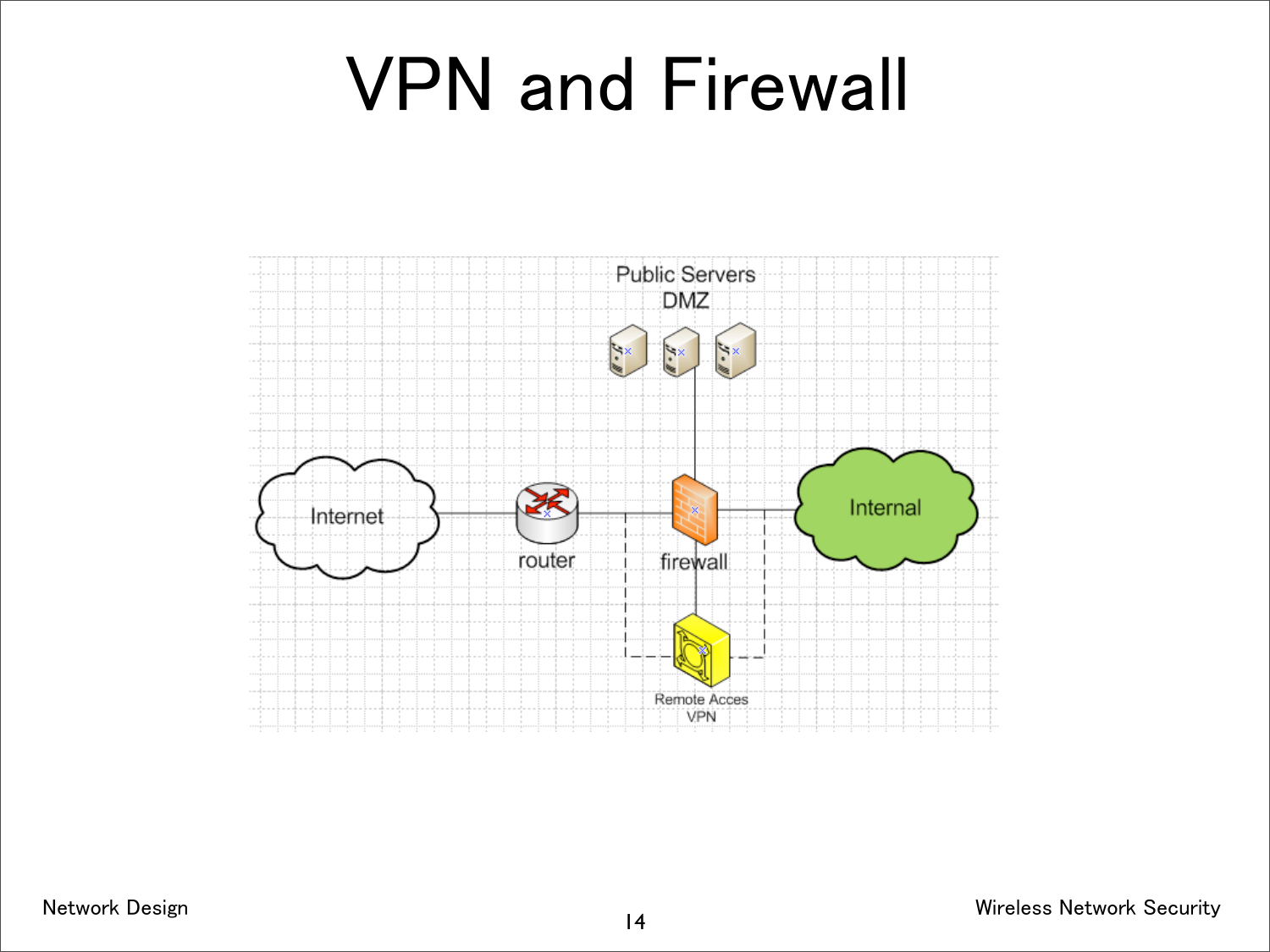# VPN and Firewall

Public Servers
DMZ

Internet

router

firewall

Internal

Remote Acces
VPN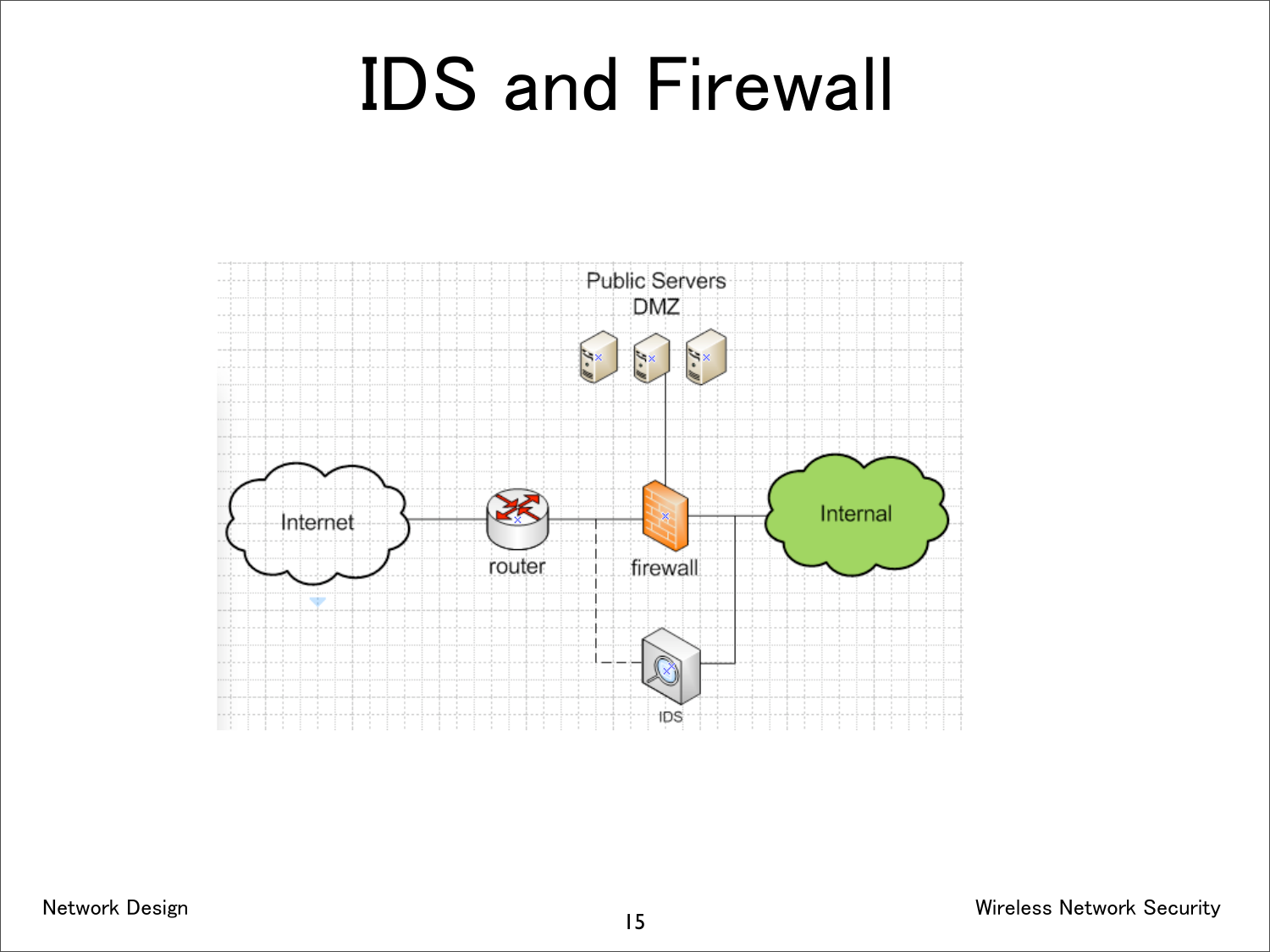# IDS and Firewall

Public Servers
DMZ

Internet

router

firewall

Internal

IDS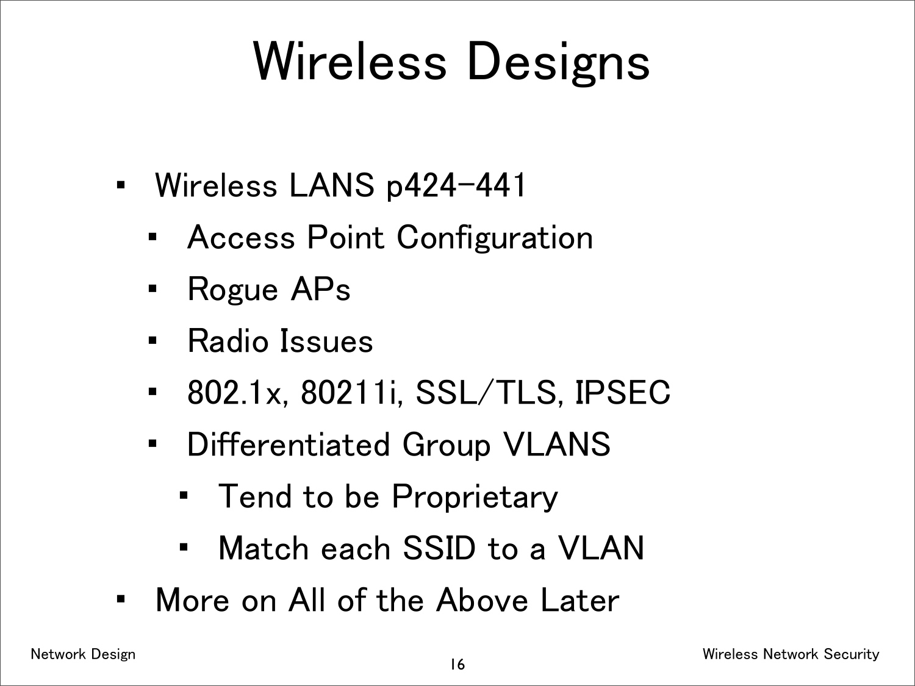# Wireless Designs

- Wireless LANS p424-441
  - Access Point Configuration
  - Rogue APs
  - Radio Issues
  - 802.1x, 80211i, SSL/TLS, IPSEC
  - Differentiated Group VLANS
    - Tend to be Proprietary
    - Match each SSID to a VLAN
- More on All of the Above Later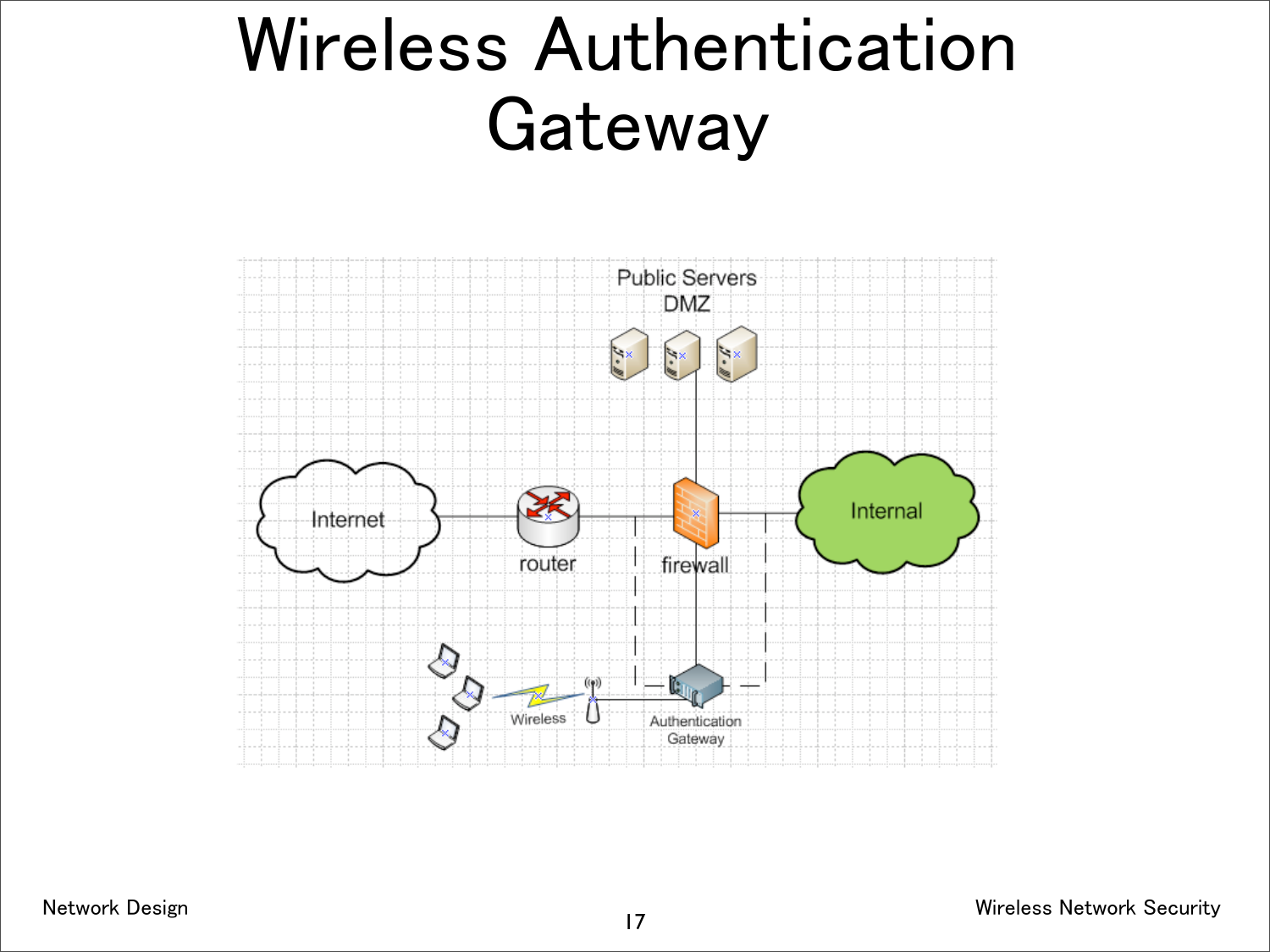# Wireless Authentication Gateway

Public Servers
DMZ

Internet

router

firewall

Internal

Wireless

Authentication
Gateway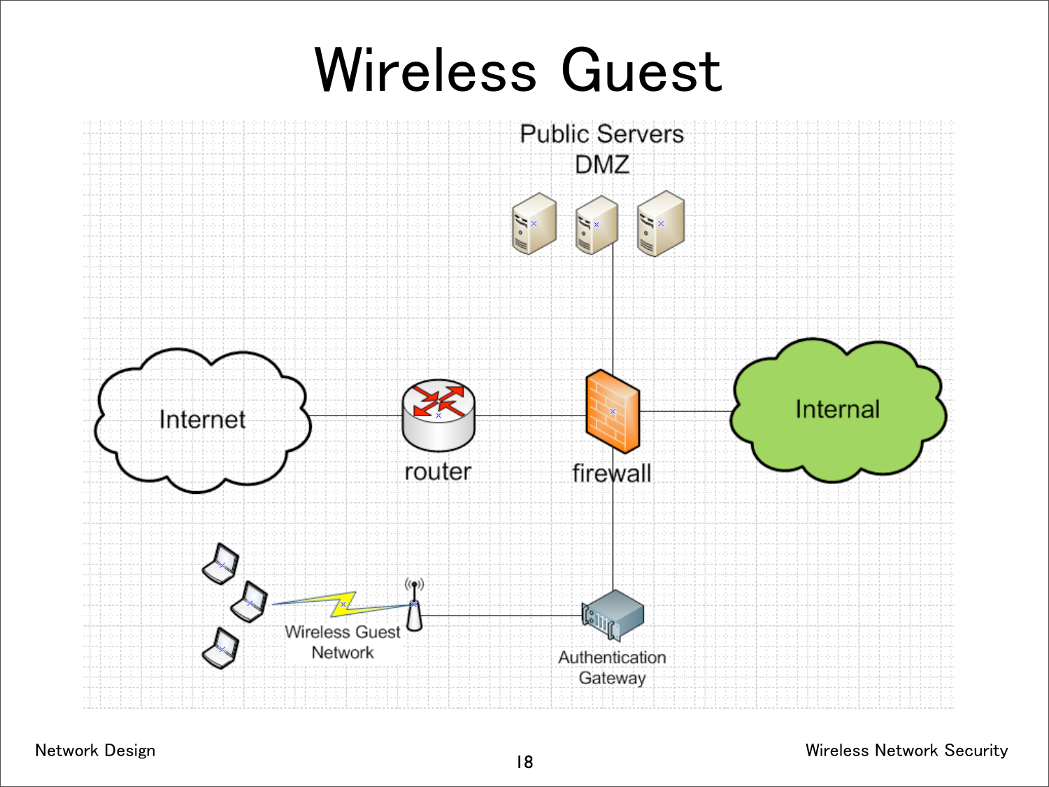# Wireless Guest

Public Servers
DMZ

Internet

router

firewall

Internal

Wireless Guest
Network

Authentication
Gateway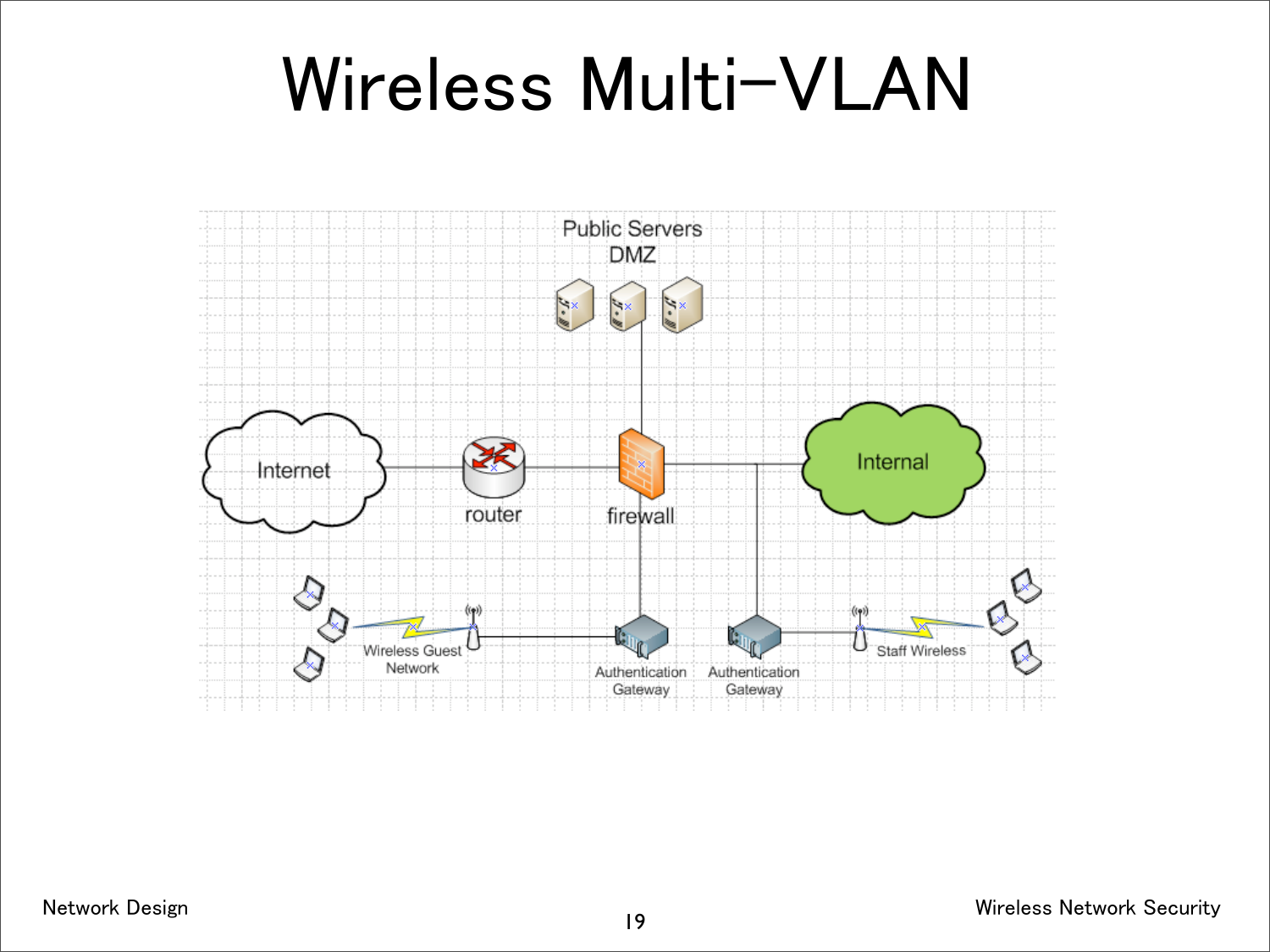# Wireless Multi-VLAN

Public Servers
DMZ

Internet

router

firewall

Internal

Wireless Guest
Network

Authentication
Gateway

Authentication
Gateway

Staff Wireless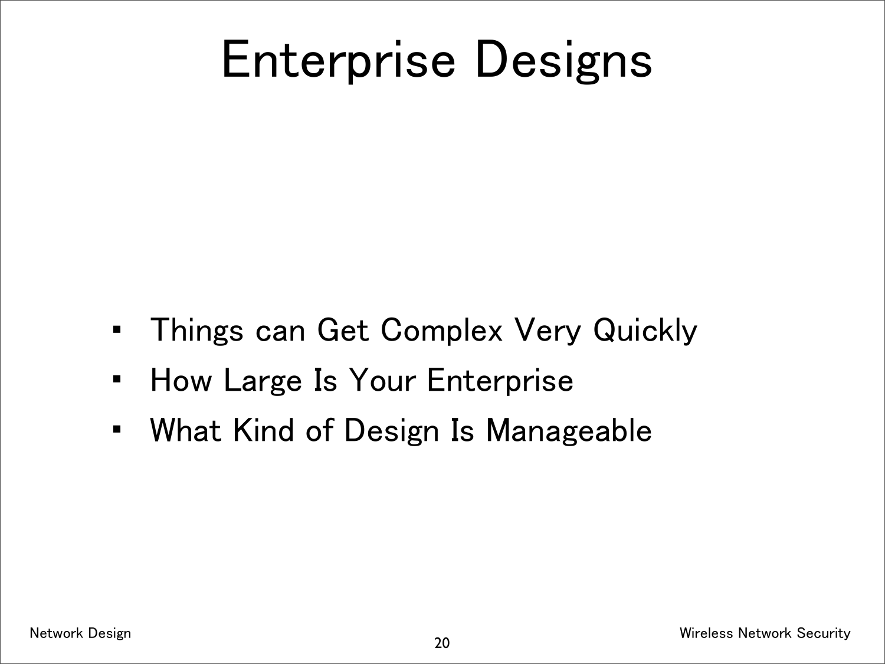# Enterprise Designs

- Things can Get Complex Very Quickly
- How Large Is Your Enterprise
- What Kind of Design Is Manageable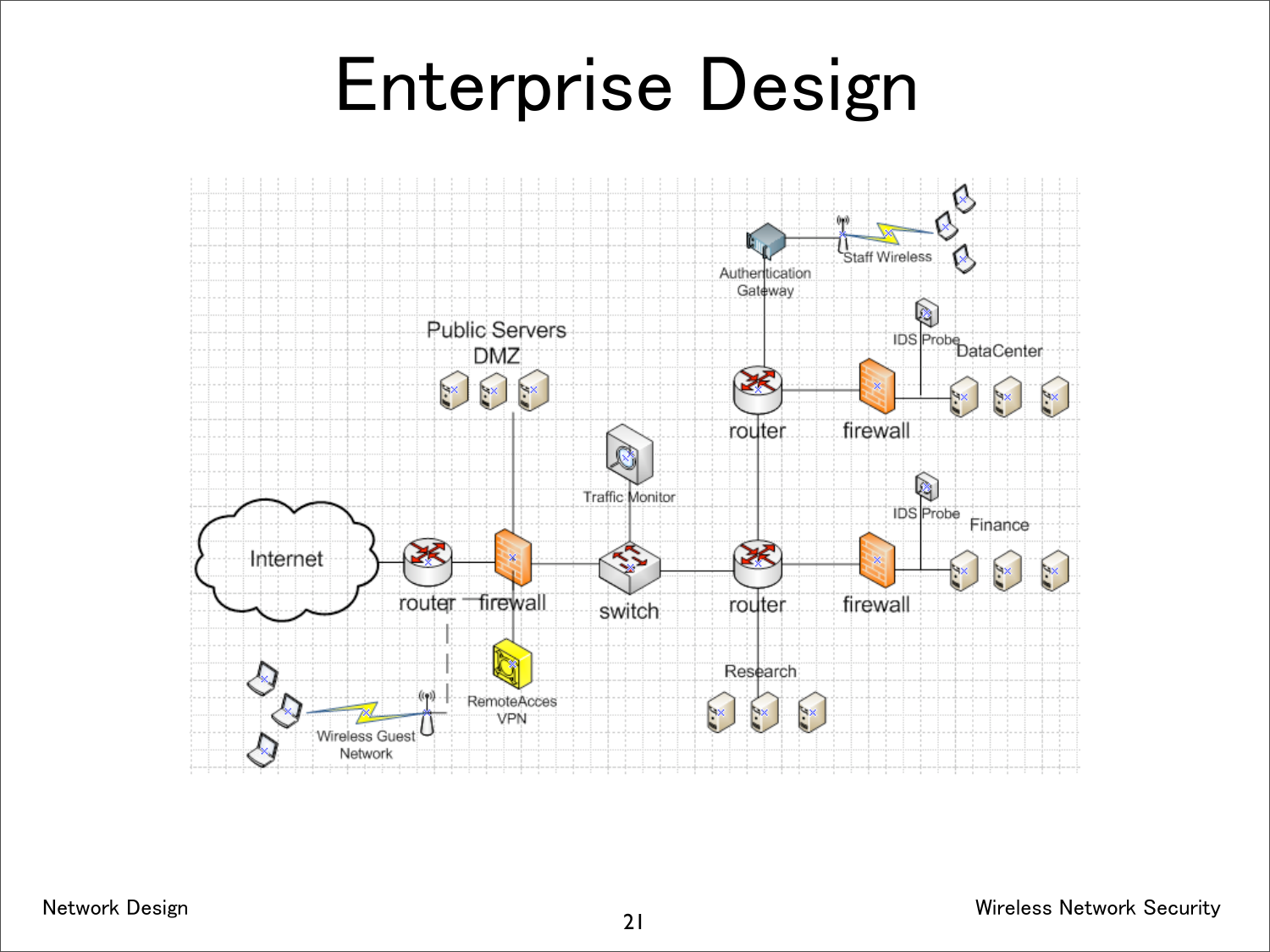# Enterprise Design

Internet

router

firewall

Public Servers
DMZ

Traffic Monitor

switch

router

firewall

RemoteAcces
VPN

Wireless Guest
Network

Research

router

firewall

Authentication
Gateway

Staff Wireless

IDS Probe

DataCenter

IDS Probe

Finance